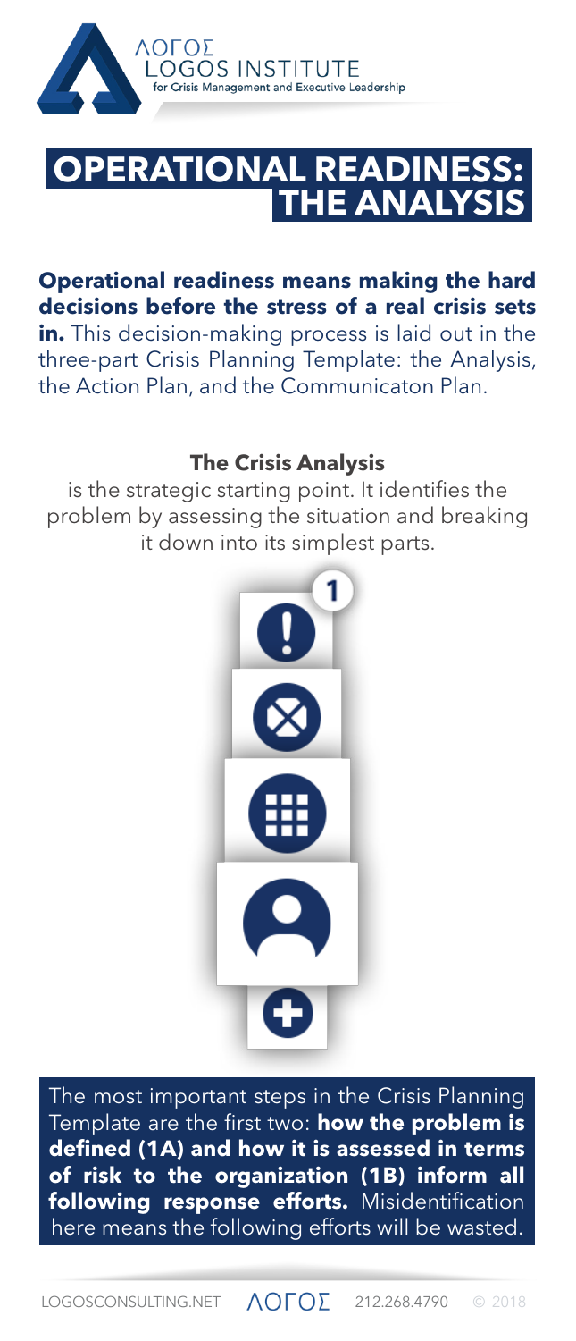ΛΟΓΟΣ
LOGOS INSTITUTE
for Crisis Management and Executive Leadership

# OPERATIONAL READINESS: THE ANALYSIS

**Operational readiness means making the hard decisions before the stress of a real crisis sets in.** This decision-making process is laid out in the three-part Crisis Planning Template: the Analysis, the Action Plan, and the Communicaton Plan.

**The Crisis Analysis**

is the strategic starting point. It identifies the problem by assessing the situation and breaking it down into its simplest parts.

1

The most important steps in the Crisis Planning Template are the first two: **how the problem is defined (1A) and how it is assessed in terms of risk to the organization (1B) inform all following response efforts.** Misidentification here means the following efforts will be wasted.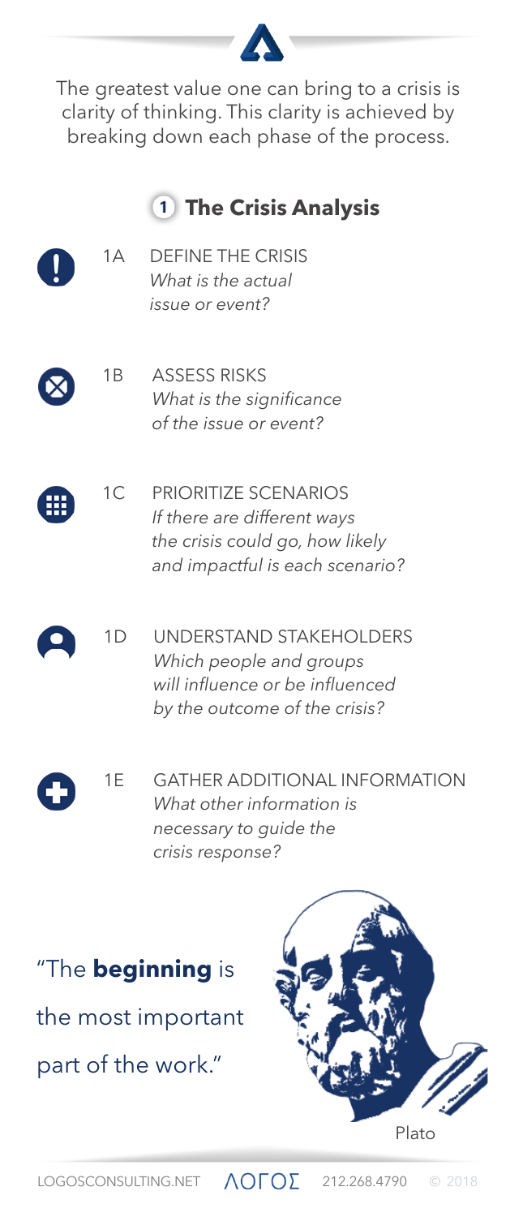The greatest value one can bring to a crisis is clarity of thinking. This clarity is achieved by breaking down each phase of the process.

## 1 The Crisis Analysis

**1A DEFINE THE CRISIS**
*What is the actual issue or event?*

**1B ASSESS RISKS**
*What is the significance of the issue or event?*

**1C PRIORITIZE SCENARIOS**
*If there are different ways the crisis could go, how likely and impactful is each scenario?*

**1D UNDERSTAND STAKEHOLDERS**
*Which people and groups will influence or be influenced by the outcome of the crisis?*

**1E GATHER ADDITIONAL INFORMATION**
*What other information is necessary to guide the crisis response?*

"The **beginning** is the most important part of the work."

Plato

LOGOSCONSULTING.NET ΛΟΓΟΣ 212.268.4790 © 2018